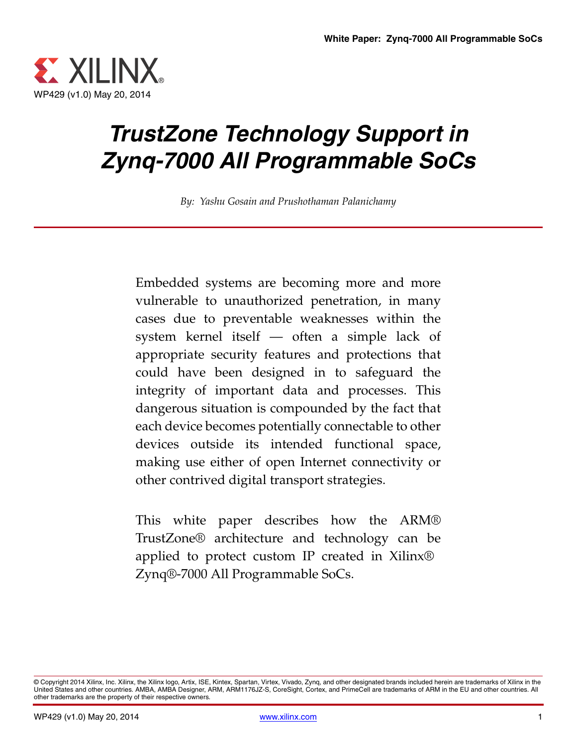WP429 (v1.0) May 20, 2014

# *TrustZone Technology Support in Zynq-7000 All Programmable SoCs*

*By: Yashu Gosain and Prushothaman Palanichamy*

Embedded systems are becoming more and more vulnerable to unauthorized penetration, in many cases due to preventable weaknesses within the system kernel itself — often a simple lack of appropriate security features and protections that could have been designed in to safeguard the integrity of important data and processes. This dangerous situation is compounded by the fact that each device becomes potentially connectable to other devices outside its intended functional space, making use either of open Internet connectivity or other contrived digital transport strategies.

This white paper describes how the ARM® TrustZone® architecture and technology can be applied to protect custom IP created in Xilinx® Zynq®-7000 All Programmable SoCs.

© Copyright 2014 Xilinx, Inc. Xilinx, the Xilinx logo, Artix, ISE, Kintex, Spartan, Virtex, Vivado, Zynq, and other designated brands included herein are trademarks of Xilinx in the United States and other countries. AMBA, AMBA Designer, ARM, ARM1176JZ-S, CoreSight, Cortex, and PrimeCell are trademarks of ARM in the EU and other countries. All other trademarks are the property of their respective owners.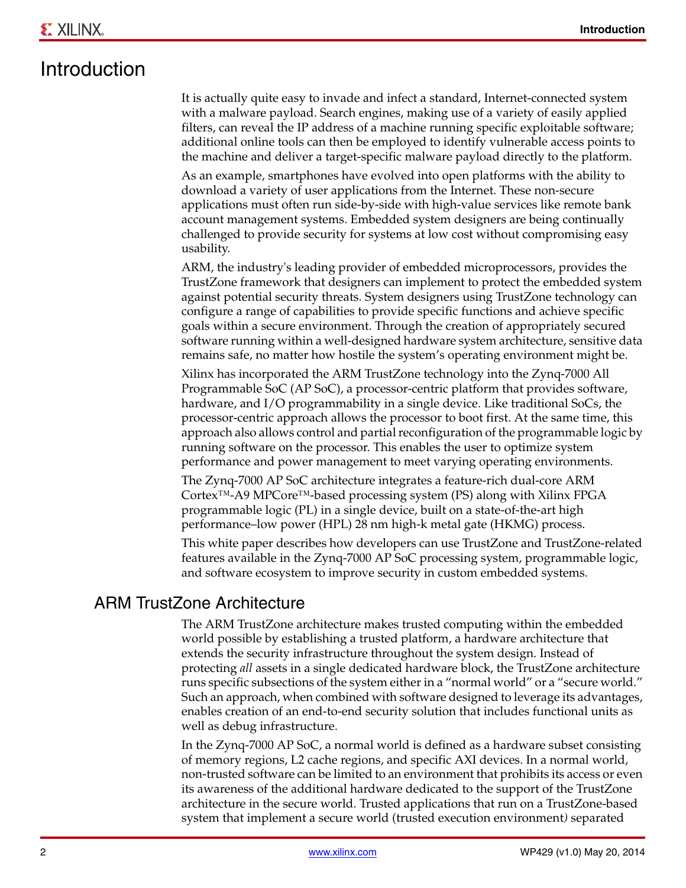# Introduction

It is actually quite easy to invade and infect a standard, Internet-connected system with a malware payload. Search engines, making use of a variety of easily applied filters, can reveal the IP address of a machine running specific exploitable software; additional online tools can then be employed to identify vulnerable access points to the machine and deliver a target-specific malware payload directly to the platform.

As an example, smartphones have evolved into open platforms with the ability to download a variety of user applications from the Internet. These non-secure applications must often run side-by-side with high-value services like remote bank account management systems. Embedded system designers are being continually challenged to provide security for systems at low cost without compromising easy usability.

ARM, the industry's leading provider of embedded microprocessors, provides the TrustZone framework that designers can implement to protect the embedded system against potential security threats. System designers using TrustZone technology can configure a range of capabilities to provide specific functions and achieve specific goals within a secure environment. Through the creation of appropriately secured software running within a well-designed hardware system architecture, sensitive data remains safe, no matter how hostile the system's operating environment might be.

Xilinx has incorporated the ARM TrustZone technology into the Zynq-7000 All Programmable SoC (AP SoC), a processor-centric platform that provides software, hardware, and I/O programmability in a single device. Like traditional SoCs, the processor-centric approach allows the processor to boot first. At the same time, this approach also allows control and partial reconfiguration of the programmable logic by running software on the processor. This enables the user to optimize system performance and power management to meet varying operating environments.

The Zynq-7000 AP SoC architecture integrates a feature-rich dual-core ARM Cortex™-A9 MPCore™-based processing system (PS) along with Xilinx FPGA programmable logic (PL) in a single device, built on a state-of-the-art high performance–low power (HPL) 28 nm high-k metal gate (HKMG) process.

This white paper describes how developers can use TrustZone and TrustZone-related features available in the Zynq-7000 AP SoC processing system, programmable logic, and software ecosystem to improve security in custom embedded systems.

## ARM TrustZone Architecture

The ARM TrustZone architecture makes trusted computing within the embedded world possible by establishing a trusted platform, a hardware architecture that extends the security infrastructure throughout the system design. Instead of protecting *all* assets in a single dedicated hardware block, the TrustZone architecture runs specific subsections of the system either in a "normal world" or a "secure world." Such an approach, when combined with software designed to leverage its advantages, enables creation of an end-to-end security solution that includes functional units as well as debug infrastructure.

In the Zynq-7000 AP SoC, a normal world is defined as a hardware subset consisting of memory regions, L2 cache regions, and specific AXI devices. In a normal world, non-trusted software can be limited to an environment that prohibits its access or even its awareness of the additional hardware dedicated to the support of the TrustZone architecture in the secure world. Trusted applications that run on a TrustZone-based system that implement a secure world (trusted execution environment) separated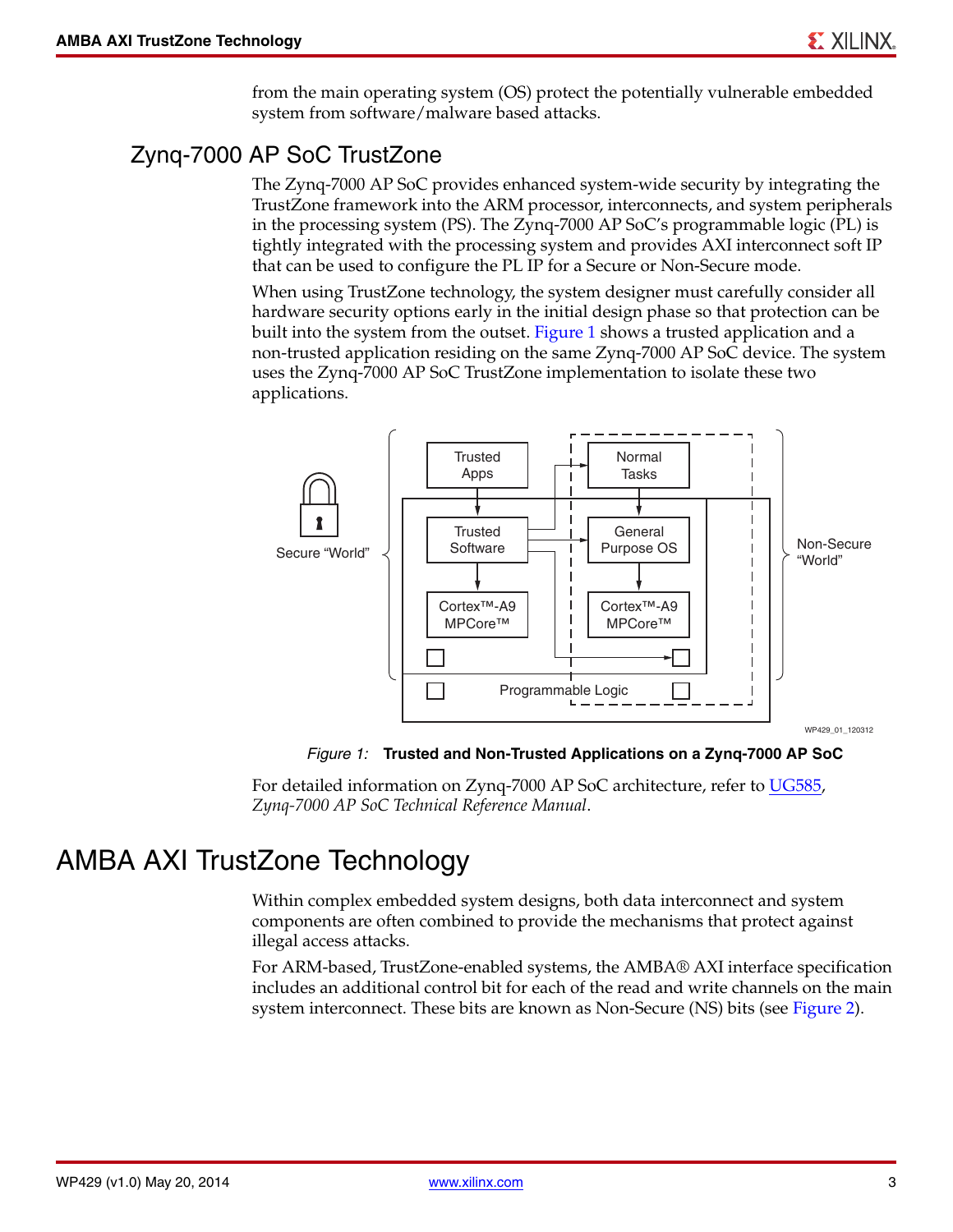from the main operating system (OS) protect the potentially vulnerable embedded system from software/malware based attacks.

## Zynq-7000 AP SoC TrustZone

The Zynq-7000 AP SoC provides enhanced system-wide security by integrating the TrustZone framework into the ARM processor, interconnects, and system peripherals in the processing system (PS). The Zynq-7000 AP SoC's programmable logic (PL) is tightly integrated with the processing system and provides AXI interconnect soft IP that can be used to configure the PL IP for a Secure or Non-Secure mode.

When using TrustZone technology, the system designer must carefully consider all hardware security options early in the initial design phase so that protection can be built into the system from the outset. Figure 1 shows a trusted application and a non-trusted application residing on the same Zynq-7000 AP SoC device. The system uses the Zynq-7000 AP SoC TrustZone implementation to isolate these two applications.

*Figure 1:* **Trusted and Non-Trusted Applications on a Zynq-7000 AP SoC**

For detailed information on Zynq-7000 AP SoC architecture, refer to UG585, *Zynq-7000 AP SoC Technical Reference Manual*.

# AMBA AXI TrustZone Technology

Within complex embedded system designs, both data interconnect and system components are often combined to provide the mechanisms that protect against illegal access attacks.

For ARM-based, TrustZone-enabled systems, the AMBA® AXI interface specification includes an additional control bit for each of the read and write channels on the main system interconnect. These bits are known as Non-Secure (NS) bits (see Figure 2).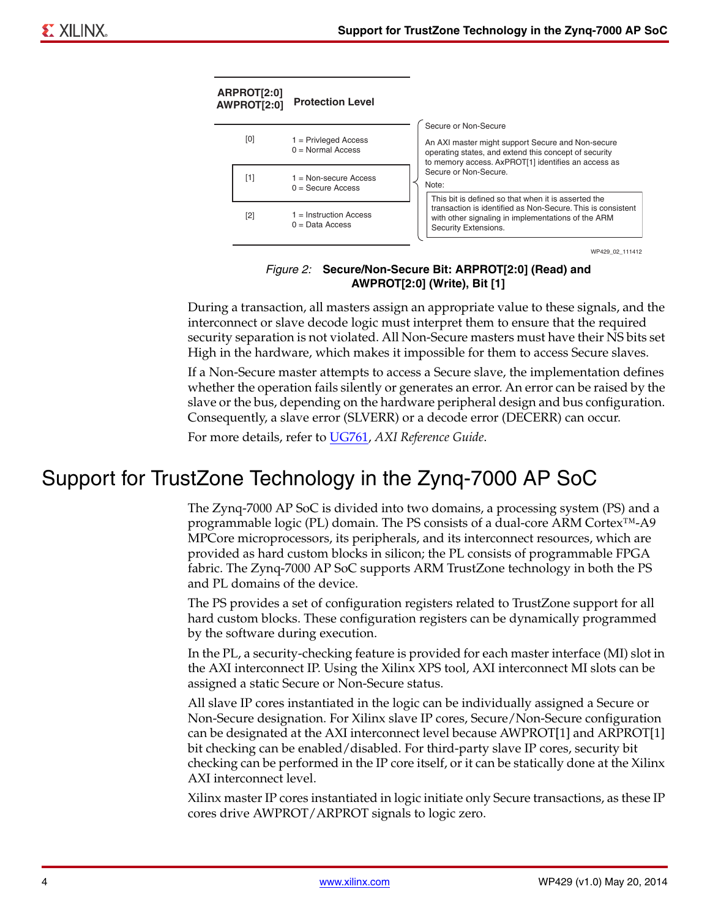| ARPROT[2:0] AWPROT[2:0] | Protection Level |
|---|---|
| [0] | 1 = Privleged Access<br>0 = Normal Access |
| [1] | 1 = Non-secure Access<br>0 = Secure Access |
| [2] | 1 = Instruction Access<br>0 = Data Access |

Secure or Non-Secure

An AXI master might support Secure and Non-secure operating states, and extend this concept of security to memory access. AxPROT[1] identifies an access as Secure or Non-Secure.

Note:

This bit is defined so that when it is asserted the transaction is identified as Non-Secure. This is consistent with other signaling in implementations of the ARM Security Extensions.

WP429_02_111412

*Figure 2:* **Secure/Non-Secure Bit: ARPROT[2:0] (Read) and AWPROT[2:0] (Write), Bit [1]**

During a transaction, all masters assign an appropriate value to these signals, and the interconnect or slave decode logic must interpret them to ensure that the required security separation is not violated. All Non-Secure masters must have their NS bits set High in the hardware, which makes it impossible for them to access Secure slaves.

If a Non-Secure master attempts to access a Secure slave, the implementation defines whether the operation fails silently or generates an error. An error can be raised by the slave or the bus, depending on the hardware peripheral design and bus configuration. Consequently, a slave error (SLVERR) or a decode error (DECERR) can occur.

For more details, refer to UG761, *AXI Reference Guide*.

# Support for TrustZone Technology in the Zynq-7000 AP SoC

The Zynq-7000 AP SoC is divided into two domains, a processing system (PS) and a programmable logic (PL) domain. The PS consists of a dual-core ARM Cortex™-A9 MPCore microprocessors, its peripherals, and its interconnect resources, which are provided as hard custom blocks in silicon; the PL consists of programmable FPGA fabric. The Zynq-7000 AP SoC supports ARM TrustZone technology in both the PS and PL domains of the device.

The PS provides a set of configuration registers related to TrustZone support for all hard custom blocks. These configuration registers can be dynamically programmed by the software during execution.

In the PL, a security-checking feature is provided for each master interface (MI) slot in the AXI interconnect IP. Using the Xilinx XPS tool, AXI interconnect MI slots can be assigned a static Secure or Non-Secure status.

All slave IP cores instantiated in the logic can be individually assigned a Secure or Non-Secure designation. For Xilinx slave IP cores, Secure/Non-Secure configuration can be designated at the AXI interconnect level because AWPROT[1] and ARPROT[1] bit checking can be enabled/disabled. For third-party slave IP cores, security bit checking can be performed in the IP core itself, or it can be statically done at the Xilinx AXI interconnect level.

Xilinx master IP cores instantiated in logic initiate only Secure transactions, as these IP cores drive AWPROT/ARPROT signals to logic zero.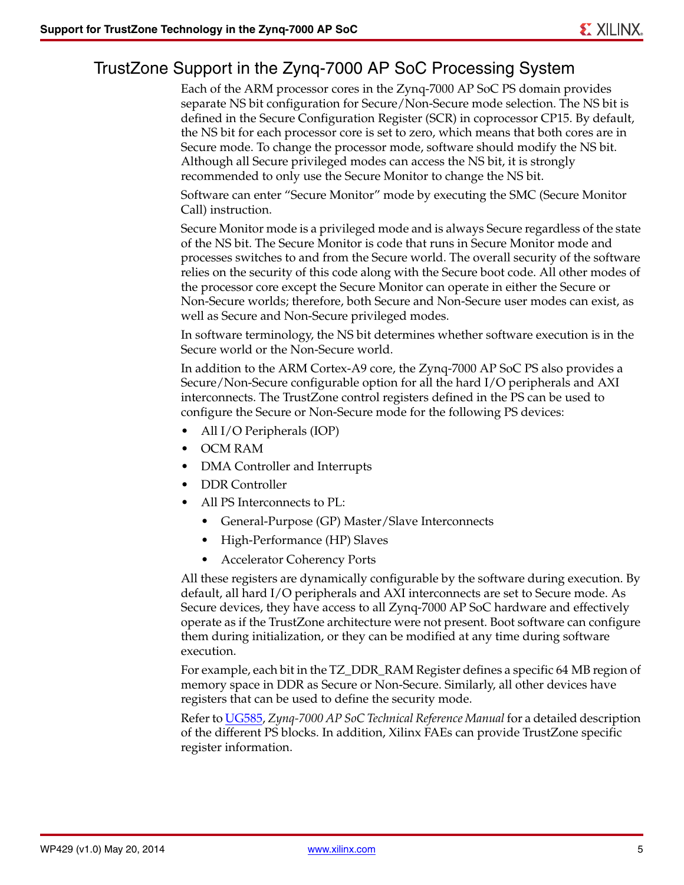## TrustZone Support in the Zynq-7000 AP SoC Processing System

Each of the ARM processor cores in the Zynq-7000 AP SoC PS domain provides separate NS bit configuration for Secure/Non-Secure mode selection. The NS bit is defined in the Secure Configuration Register (SCR) in coprocessor CP15. By default, the NS bit for each processor core is set to zero, which means that both cores are in Secure mode. To change the processor mode, software should modify the NS bit. Although all Secure privileged modes can access the NS bit, it is strongly recommended to only use the Secure Monitor to change the NS bit.

Software can enter "Secure Monitor" mode by executing the SMC (Secure Monitor Call) instruction.

Secure Monitor mode is a privileged mode and is always Secure regardless of the state of the NS bit. The Secure Monitor is code that runs in Secure Monitor mode and processes switches to and from the Secure world. The overall security of the software relies on the security of this code along with the Secure boot code. All other modes of the processor core except the Secure Monitor can operate in either the Secure or Non-Secure worlds; therefore, both Secure and Non-Secure user modes can exist, as well as Secure and Non-Secure privileged modes.

In software terminology, the NS bit determines whether software execution is in the Secure world or the Non-Secure world.

In addition to the ARM Cortex-A9 core, the Zynq-7000 AP SoC PS also provides a Secure/Non-Secure configurable option for all the hard I/O peripherals and AXI interconnects. The TrustZone control registers defined in the PS can be used to configure the Secure or Non-Secure mode for the following PS devices:

- All I/O Peripherals (IOP)
- OCM RAM
- DMA Controller and Interrupts
- DDR Controller
- All PS Interconnects to PL:
  - General-Purpose (GP) Master/Slave Interconnects
  - High-Performance (HP) Slaves
  - Accelerator Coherency Ports

All these registers are dynamically configurable by the software during execution. By default, all hard I/O peripherals and AXI interconnects are set to Secure mode. As Secure devices, they have access to all Zynq-7000 AP SoC hardware and effectively operate as if the TrustZone architecture were not present. Boot software can configure them during initialization, or they can be modified at any time during software execution.

For example, each bit in the TZ_DDR_RAM Register defines a specific 64 MB region of memory space in DDR as Secure or Non-Secure. Similarly, all other devices have registers that can be used to define the security mode.

Refer to UG585, *Zynq-7000 AP SoC Technical Reference Manual* for a detailed description of the different PS blocks. In addition, Xilinx FAEs can provide TrustZone specific register information.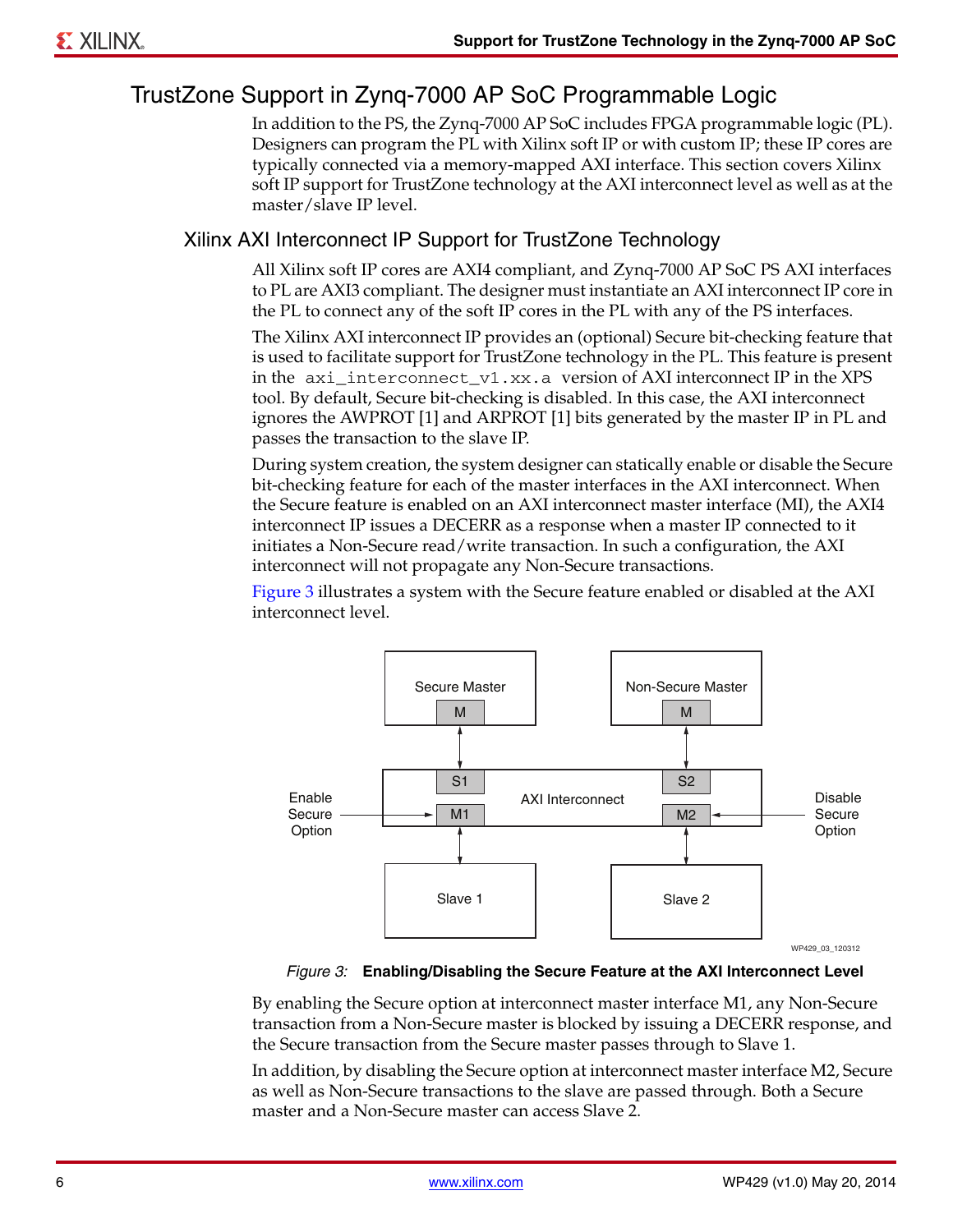## TrustZone Support in Zynq-7000 AP SoC Programmable Logic

In addition to the PS, the Zynq-7000 AP SoC includes FPGA programmable logic (PL). Designers can program the PL with Xilinx soft IP or with custom IP; these IP cores are typically connected via a memory-mapped AXI interface. This section covers Xilinx soft IP support for TrustZone technology at the AXI interconnect level as well as at the master/slave IP level.

### Xilinx AXI Interconnect IP Support for TrustZone Technology

All Xilinx soft IP cores are AXI4 compliant, and Zynq-7000 AP SoC PS AXI interfaces to PL are AXI3 compliant. The designer must instantiate an AXI interconnect IP core in the PL to connect any of the soft IP cores in the PL with any of the PS interfaces.

The Xilinx AXI interconnect IP provides an (optional) Secure bit-checking feature that is used to facilitate support for TrustZone technology in the PL. This feature is present in the `axi_interconnect_v1.xx.a` version of AXI interconnect IP in the XPS tool. By default, Secure bit-checking is disabled. In this case, the AXI interconnect ignores the AWPROT [1] and ARPROT [1] bits generated by the master IP in PL and passes the transaction to the slave IP.

During system creation, the system designer can statically enable or disable the Secure bit-checking feature for each of the master interfaces in the AXI interconnect. When the Secure feature is enabled on an AXI interconnect master interface (MI), the AXI4 interconnect IP issues a DECERR as a response when a master IP connected to it initiates a Non-Secure read/write transaction. In such a configuration, the AXI interconnect will not propagate any Non-Secure transactions.

Figure 3 illustrates a system with the Secure feature enabled or disabled at the AXI interconnect level.

*Figure 3:* **Enabling/Disabling the Secure Feature at the AXI Interconnect Level**

By enabling the Secure option at interconnect master interface M1, any Non-Secure transaction from a Non-Secure master is blocked by issuing a DECERR response, and the Secure transaction from the Secure master passes through to Slave 1.

In addition, by disabling the Secure option at interconnect master interface M2, Secure as well as Non-Secure transactions to the slave are passed through. Both a Secure master and a Non-Secure master can access Slave 2.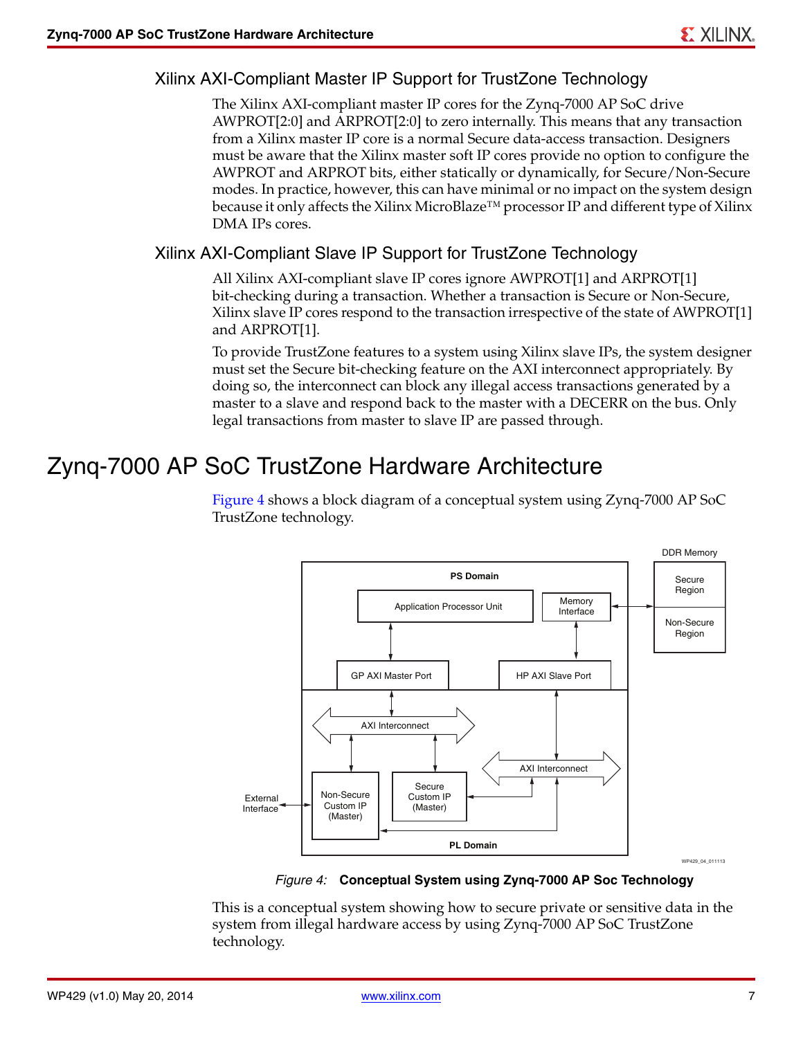### Xilinx AXI-Compliant Master IP Support for TrustZone Technology

The Xilinx AXI-compliant master IP cores for the Zynq-7000 AP SoC drive AWPROT[2:0] and ARPROT[2:0] to zero internally. This means that any transaction from a Xilinx master IP core is a normal Secure data-access transaction. Designers must be aware that the Xilinx master soft IP cores provide no option to configure the AWPROT and ARPROT bits, either statically or dynamically, for Secure/Non-Secure modes. In practice, however, this can have minimal or no impact on the system design because it only affects the Xilinx MicroBlaze™ processor IP and different type of Xilinx DMA IPs cores.

### Xilinx AXI-Compliant Slave IP Support for TrustZone Technology

All Xilinx AXI-compliant slave IP cores ignore AWPROT[1] and ARPROT[1] bit-checking during a transaction. Whether a transaction is Secure or Non-Secure, Xilinx slave IP cores respond to the transaction irrespective of the state of AWPROT[1] and ARPROT[1].

To provide TrustZone features to a system using Xilinx slave IPs, the system designer must set the Secure bit-checking feature on the AXI interconnect appropriately. By doing so, the interconnect can block any illegal access transactions generated by a master to a slave and respond back to the master with a DECERR on the bus. Only legal transactions from master to slave IP are passed through.

## Zynq-7000 AP SoC TrustZone Hardware Architecture

Figure 4 shows a block diagram of a conceptual system using Zynq-7000 AP SoC TrustZone technology.

*Figure 4:* **Conceptual System using Zynq-7000 AP Soc Technology**

This is a conceptual system showing how to secure private or sensitive data in the system from illegal hardware access by using Zynq-7000 AP SoC TrustZone technology.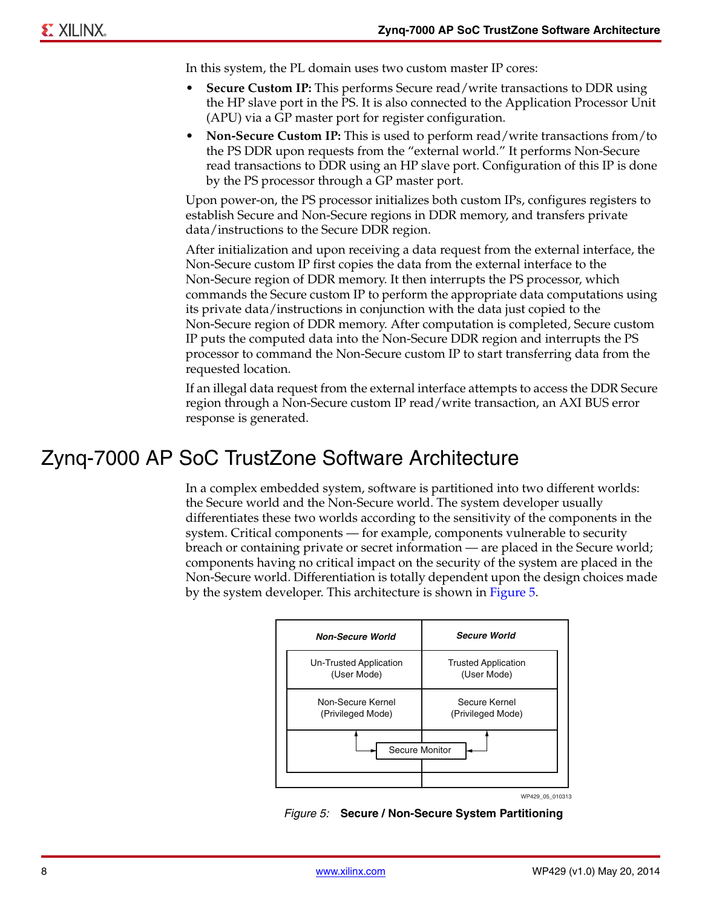In this system, the PL domain uses two custom master IP cores:

- **Secure Custom IP:** This performs Secure read/write transactions to DDR using the HP slave port in the PS. It is also connected to the Application Processor Unit (APU) via a GP master port for register configuration.
- **Non-Secure Custom IP:** This is used to perform read/write transactions from/to the PS DDR upon requests from the "external world." It performs Non-Secure read transactions to DDR using an HP slave port. Configuration of this IP is done by the PS processor through a GP master port.

Upon power-on, the PS processor initializes both custom IPs, configures registers to establish Secure and Non-Secure regions in DDR memory, and transfers private data/instructions to the Secure DDR region.

After initialization and upon receiving a data request from the external interface, the Non-Secure custom IP first copies the data from the external interface to the Non-Secure region of DDR memory. It then interrupts the PS processor, which commands the Secure custom IP to perform the appropriate data computations using its private data/instructions in conjunction with the data just copied to the Non-Secure region of DDR memory. After computation is completed, Secure custom IP puts the computed data into the Non-Secure DDR region and interrupts the PS processor to command the Non-Secure custom IP to start transferring data from the requested location.

If an illegal data request from the external interface attempts to access the DDR Secure region through a Non-Secure custom IP read/write transaction, an AXI BUS error response is generated.

# Zynq-7000 AP SoC TrustZone Software Architecture

In a complex embedded system, software is partitioned into two different worlds: the Secure world and the Non-Secure world. The system developer usually differentiates these two worlds according to the sensitivity of the components in the system. Critical components — for example, components vulnerable to security breach or containing private or secret information — are placed in the Secure world; components having no critical impact on the security of the system are placed in the Non-Secure world. Differentiation is totally dependent upon the design choices made by the system developer. This architecture is shown in Figure 5.

| Non-Secure World | Secure World |
|---|---|
| Un-Trusted Application (User Mode) | Trusted Application (User Mode) |
| Non-Secure Kernel (Privileged Mode) | Secure Kernel (Privileged Mode) |
| Secure Monitor | |

WP429_05_010313

*Figure 5:* **Secure / Non-Secure System Partitioning**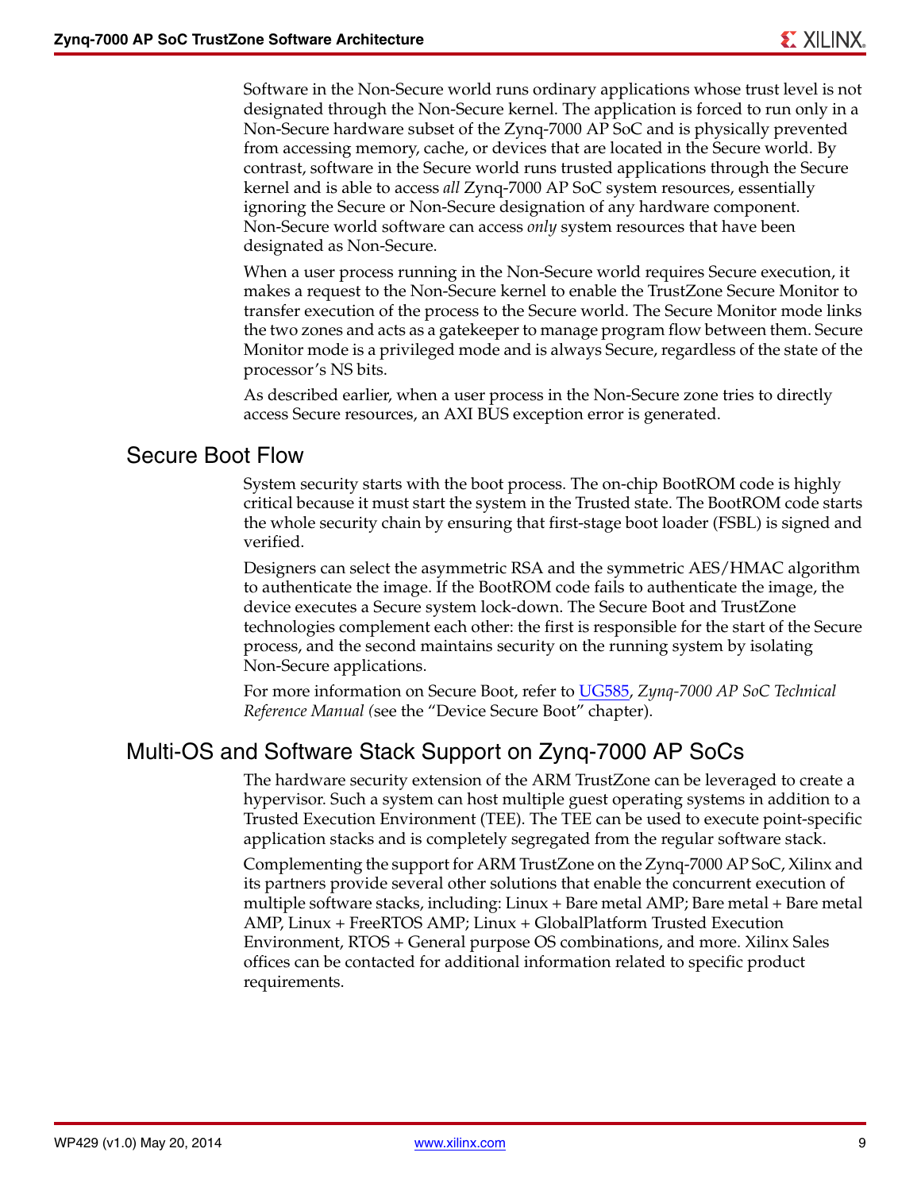Software in the Non-Secure world runs ordinary applications whose trust level is not designated through the Non-Secure kernel. The application is forced to run only in a Non-Secure hardware subset of the Zynq-7000 AP SoC and is physically prevented from accessing memory, cache, or devices that are located in the Secure world. By contrast, software in the Secure world runs trusted applications through the Secure kernel and is able to access *all* Zynq-7000 AP SoC system resources, essentially ignoring the Secure or Non-Secure designation of any hardware component. Non-Secure world software can access *only* system resources that have been designated as Non-Secure.

When a user process running in the Non-Secure world requires Secure execution, it makes a request to the Non-Secure kernel to enable the TrustZone Secure Monitor to transfer execution of the process to the Secure world. The Secure Monitor mode links the two zones and acts as a gatekeeper to manage program flow between them. Secure Monitor mode is a privileged mode and is always Secure, regardless of the state of the processor's NS bits.

As described earlier, when a user process in the Non-Secure zone tries to directly access Secure resources, an AXI BUS exception error is generated.

## Secure Boot Flow

System security starts with the boot process. The on-chip BootROM code is highly critical because it must start the system in the Trusted state. The BootROM code starts the whole security chain by ensuring that first-stage boot loader (FSBL) is signed and verified.

Designers can select the asymmetric RSA and the symmetric AES/HMAC algorithm to authenticate the image. If the BootROM code fails to authenticate the image, the device executes a Secure system lock-down. The Secure Boot and TrustZone technologies complement each other: the first is responsible for the start of the Secure process, and the second maintains security on the running system by isolating Non-Secure applications.

For more information on Secure Boot, refer to UG585, *Zynq-7000 AP SoC Technical Reference Manual (*see the "Device Secure Boot" chapter).

## Multi-OS and Software Stack Support on Zynq-7000 AP SoCs

The hardware security extension of the ARM TrustZone can be leveraged to create a hypervisor. Such a system can host multiple guest operating systems in addition to a Trusted Execution Environment (TEE). The TEE can be used to execute point-specific application stacks and is completely segregated from the regular software stack.

Complementing the support for ARM TrustZone on the Zynq-7000 AP SoC, Xilinx and its partners provide several other solutions that enable the concurrent execution of multiple software stacks, including: Linux + Bare metal AMP; Bare metal + Bare metal AMP, Linux + FreeRTOS AMP; Linux + GlobalPlatform Trusted Execution Environment, RTOS + General purpose OS combinations, and more. Xilinx Sales offices can be contacted for additional information related to specific product requirements.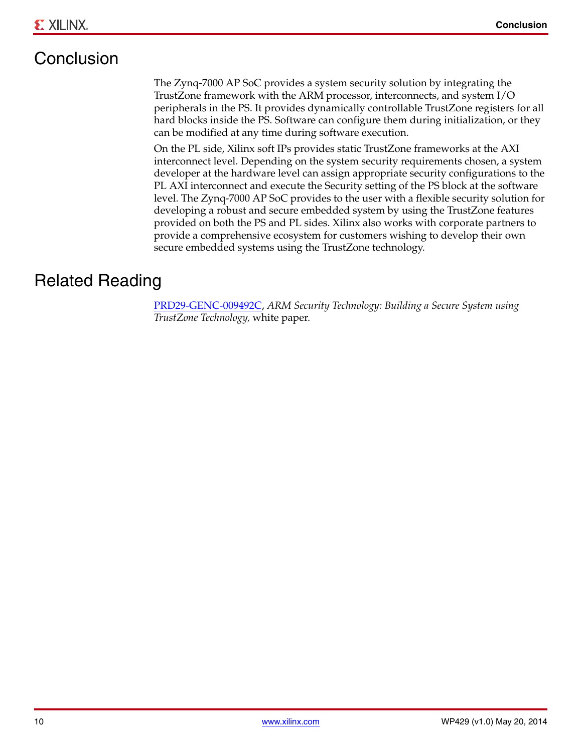# Conclusion

The Zynq-7000 AP SoC provides a system security solution by integrating the TrustZone framework with the ARM processor, interconnects, and system I/O peripherals in the PS. It provides dynamically controllable TrustZone registers for all hard blocks inside the PS. Software can configure them during initialization, or they can be modified at any time during software execution.

On the PL side, Xilinx soft IPs provides static TrustZone frameworks at the AXI interconnect level. Depending on the system security requirements chosen, a system developer at the hardware level can assign appropriate security configurations to the PL AXI interconnect and execute the Security setting of the PS block at the software level. The Zynq-7000 AP SoC provides to the user with a flexible security solution for developing a robust and secure embedded system by using the TrustZone features provided on both the PS and PL sides. Xilinx also works with corporate partners to provide a comprehensive ecosystem for customers wishing to develop their own secure embedded systems using the TrustZone technology.

# Related Reading

PRD29-GENC-009492C, *ARM Security Technology: Building a Secure System using TrustZone Technology,* white paper.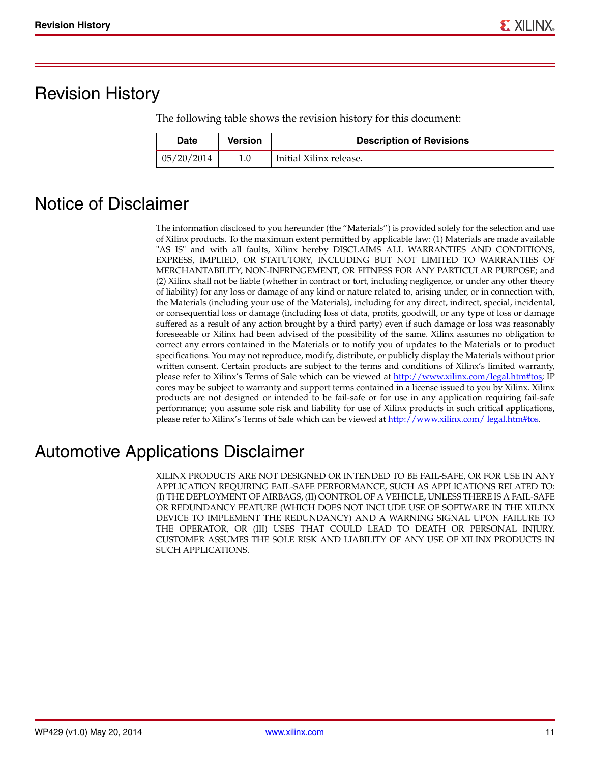# Revision History

The following table shows the revision history for this document:

| Date | Version | Description of Revisions |
|---|---|---|
| 05/20/2014 | 1.0 | Initial Xilinx release. |

# Notice of Disclaimer

The information disclosed to you hereunder (the "Materials") is provided solely for the selection and use of Xilinx products. To the maximum extent permitted by applicable law: (1) Materials are made available "AS IS" and with all faults, Xilinx hereby DISCLAIMS ALL WARRANTIES AND CONDITIONS, EXPRESS, IMPLIED, OR STATUTORY, INCLUDING BUT NOT LIMITED TO WARRANTIES OF MERCHANTABILITY, NON-INFRINGEMENT, OR FITNESS FOR ANY PARTICULAR PURPOSE; and (2) Xilinx shall not be liable (whether in contract or tort, including negligence, or under any other theory of liability) for any loss or damage of any kind or nature related to, arising under, or in connection with, the Materials (including your use of the Materials), including for any direct, indirect, special, incidental, or consequential loss or damage (including loss of data, profits, goodwill, or any type of loss or damage suffered as a result of any action brought by a third party) even if such damage or loss was reasonably foreseeable or Xilinx had been advised of the possibility of the same. Xilinx assumes no obligation to correct any errors contained in the Materials or to notify you of updates to the Materials or to product specifications. You may not reproduce, modify, distribute, or publicly display the Materials without prior written consent. Certain products are subject to the terms and conditions of Xilinx's limited warranty, please refer to Xilinx's Terms of Sale which can be viewed at http://www.xilinx.com/legal.htm#tos; IP cores may be subject to warranty and support terms contained in a license issued to you by Xilinx. Xilinx products are not designed or intended to be fail-safe or for use in any application requiring fail-safe performance; you assume sole risk and liability for use of Xilinx products in such critical applications, please refer to Xilinx's Terms of Sale which can be viewed at http://www.xilinx.com/ legal.htm#tos.

# Automotive Applications Disclaimer

XILINX PRODUCTS ARE NOT DESIGNED OR INTENDED TO BE FAIL-SAFE, OR FOR USE IN ANY APPLICATION REQUIRING FAIL-SAFE PERFORMANCE, SUCH AS APPLICATIONS RELATED TO: (I) THE DEPLOYMENT OF AIRBAGS, (II) CONTROL OF A VEHICLE, UNLESS THERE IS A FAIL-SAFE OR REDUNDANCY FEATURE (WHICH DOES NOT INCLUDE USE OF SOFTWARE IN THE XILINX DEVICE TO IMPLEMENT THE REDUNDANCY) AND A WARNING SIGNAL UPON FAILURE TO THE OPERATOR, OR (III) USES THAT COULD LEAD TO DEATH OR PERSONAL INJURY. CUSTOMER ASSUMES THE SOLE RISK AND LIABILITY OF ANY USE OF XILINX PRODUCTS IN SUCH APPLICATIONS.